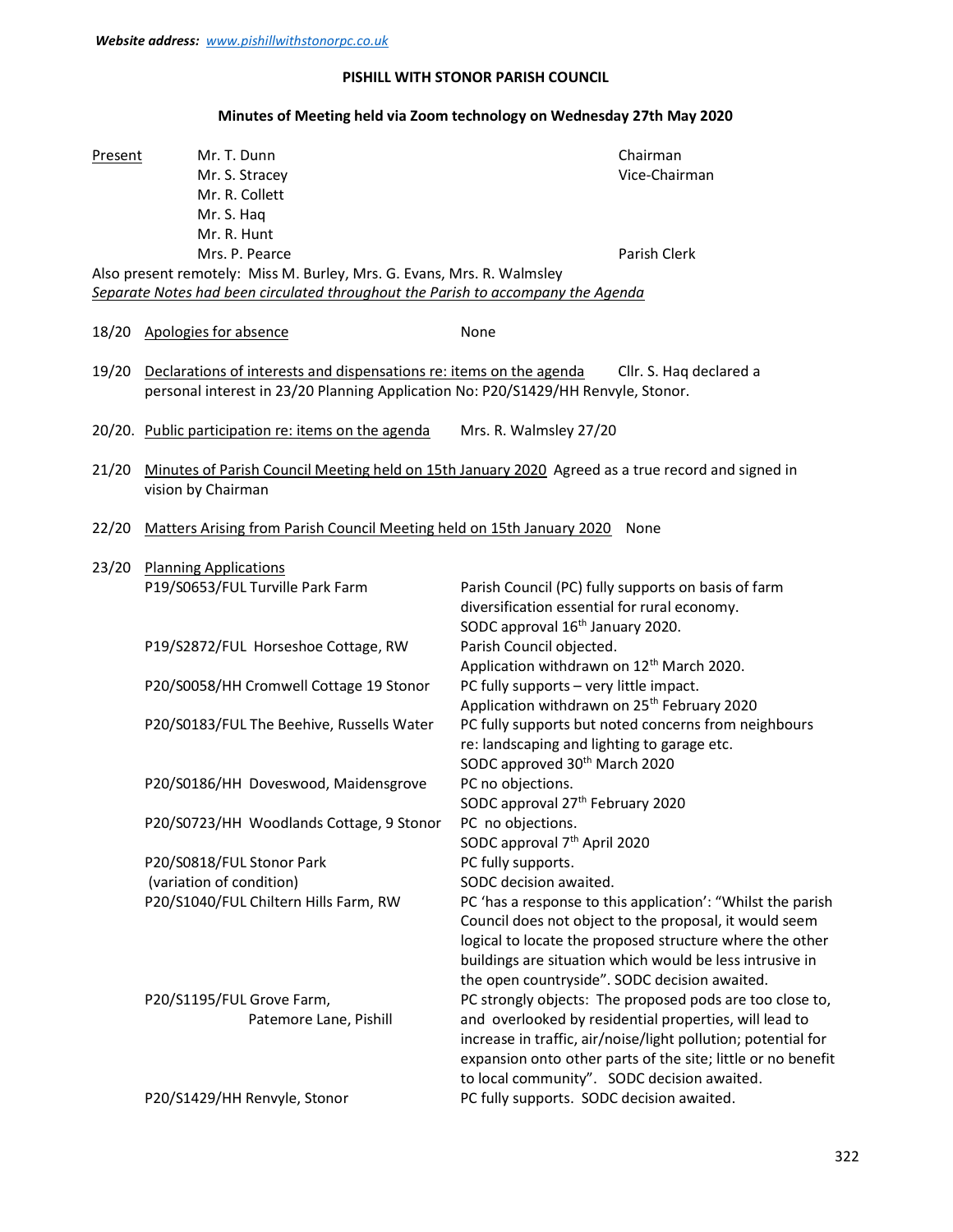***Website address:*** *www.pishillwithstonorpc.co.uk*

**PISHILL WITH STONOR PARISH COUNCIL**

**Minutes of Meeting held via Zoom technology on Wednesday 27th May 2020**

| Present | | |
|---|---|---|
| | Mr. T. Dunn | Chairman |
| | Mr. S. Stracey | Vice-Chairman |
| | Mr. R. Collett | |
| | Mr. S. Haq | |
| | Mr. R. Hunt | |
| | Mrs. P. Pearce | Parish Clerk |

Also present remotely: Miss M. Burley, Mrs. G. Evans, Mrs. R. Walmsley

*Separate Notes had been circulated throughout the Parish to accompany the Agenda*

18/20 Apologies for absence — None

19/20 Declarations of interests and dispensations re: items on the agenda — Cllr. S. Haq declared a personal interest in 23/20 Planning Application No: P20/S1429/HH Renvyle, Stonor.

20/20. Public participation re: items on the agenda — Mrs. R. Walmsley 27/20

21/20 Minutes of Parish Council Meeting held on 15th January 2020 Agreed as a true record and signed in vision by Chairman

22/20 Matters Arising from Parish Council Meeting held on 15th January 2020 — None

23/20 Planning Applications

| Application | Response |
|---|---|
| P19/S0653/FUL Turville Park Farm | Parish Council (PC) fully supports on basis of farm diversification essential for rural economy. SODC approval 16th January 2020. |
| P19/S2872/FUL Horseshoe Cottage, RW | Parish Council objected. Application withdrawn on 12th March 2020. |
| P20/S0058/HH Cromwell Cottage 19 Stonor | PC fully supports – very little impact. Application withdrawn on 25th February 2020 |
| P20/S0183/FUL The Beehive, Russells Water | PC fully supports but noted concerns from neighbours re: landscaping and lighting to garage etc. SODC approved 30th March 2020 |
| P20/S0186/HH Doveswood, Maidensgrove | PC no objections. SODC approval 27th February 2020 |
| P20/S0723/HH Woodlands Cottage, 9 Stonor | PC no objections. SODC approval 7th April 2020 |
| P20/S0818/FUL Stonor Park (variation of condition) | PC fully supports. SODC decision awaited. |
| P20/S1040/FUL Chiltern Hills Farm, RW | PC 'has a response to this application': "Whilst the parish Council does not object to the proposal, it would seem logical to locate the proposed structure where the other buildings are situation which would be less intrusive in the open countryside". SODC decision awaited. |
| P20/S1195/FUL Grove Farm, Patemore Lane, Pishill | PC strongly objects: The proposed pods are too close to, and overlooked by residential properties, will lead to increase in traffic, air/noise/light pollution; potential for expansion onto other parts of the site; little or no benefit to local community". SODC decision awaited. |
| P20/S1429/HH Renvyle, Stonor | PC fully supports. SODC decision awaited. |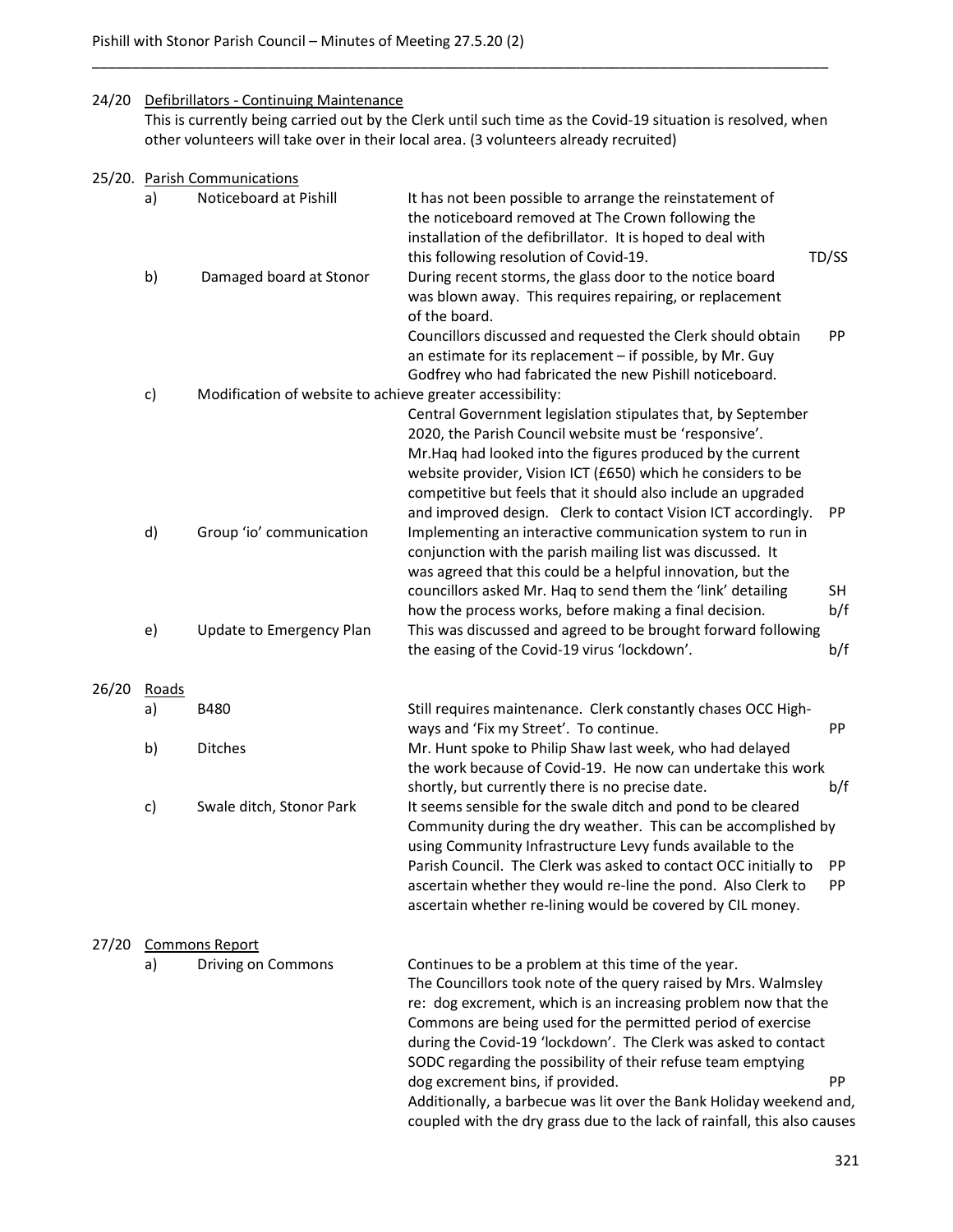24/20 Defibrillators - Continuing Maintenance

This is currently being carried out by the Clerk until such time as the Covid-19 situation is resolved, when other volunteers will take over in their local area. (3 volunteers already recruited)

25/20. Parish Communications

| | | | |
|---|---|---|---|
| a) | Noticeboard at Pishill | It has not been possible to arrange the reinstatement of the noticeboard removed at The Crown following the installation of the defibrillator. It is hoped to deal with this following resolution of Covid-19. | TD/SS |
| b) | Damaged board at Stonor | During recent storms, the glass door to the notice board was blown away. This requires repairing, or replacement of the board. Councillors discussed and requested the Clerk should obtain an estimate for its replacement – if possible, by Mr. Guy Godfrey who had fabricated the new Pishill noticeboard. | PP |
| c) | Modification of website to achieve greater accessibility: | Central Government legislation stipulates that, by September 2020, the Parish Council website must be 'responsive'. Mr.Haq had looked into the figures produced by the current website provider, Vision ICT (£650) which he considers to be competitive but feels that it should also include an upgraded and improved design. Clerk to contact Vision ICT accordingly. | PP |
| d) | Group 'io' communication | Implementing an interactive communication system to run in conjunction with the parish mailing list was discussed. It was agreed that this could be a helpful innovation, but the councillors asked Mr. Haq to send them the 'link' detailing how the process works, before making a final decision. | SH b/f |
| e) | Update to Emergency Plan | This was discussed and agreed to be brought forward following the easing of the Covid-19 virus 'lockdown'. | b/f |

26/20 Roads

| | | | |
|---|---|---|---|
| a) | B480 | Still requires maintenance. Clerk constantly chases OCC Highways and 'Fix my Street'. To continue. | PP |
| b) | Ditches | Mr. Hunt spoke to Philip Shaw last week, who had delayed the work because of Covid-19. He now can undertake this work shortly, but currently there is no precise date. | b/f |
| c) | Swale ditch, Stonor Park | It seems sensible for the swale ditch and pond to be cleared Community during the dry weather. This can be accomplished by using Community Infrastructure Levy funds available to the Parish Council. The Clerk was asked to contact OCC initially to ascertain whether they would re-line the pond. Also Clerk to ascertain whether re-lining would be covered by CIL money. | PP PP |

27/20 Commons Report

| | | | |
|---|---|---|---|
| a) | Driving on Commons | Continues to be a problem at this time of the year. The Councillors took note of the query raised by Mrs. Walmsley re: dog excrement, which is an increasing problem now that the Commons are being used for the permitted period of exercise during the Covid-19 'lockdown'. The Clerk was asked to contact SODC regarding the possibility of their refuse team emptying dog excrement bins, if provided. | PP |
| | | Additionally, a barbecue was lit over the Bank Holiday weekend and, coupled with the dry grass due to the lack of rainfall, this also causes | |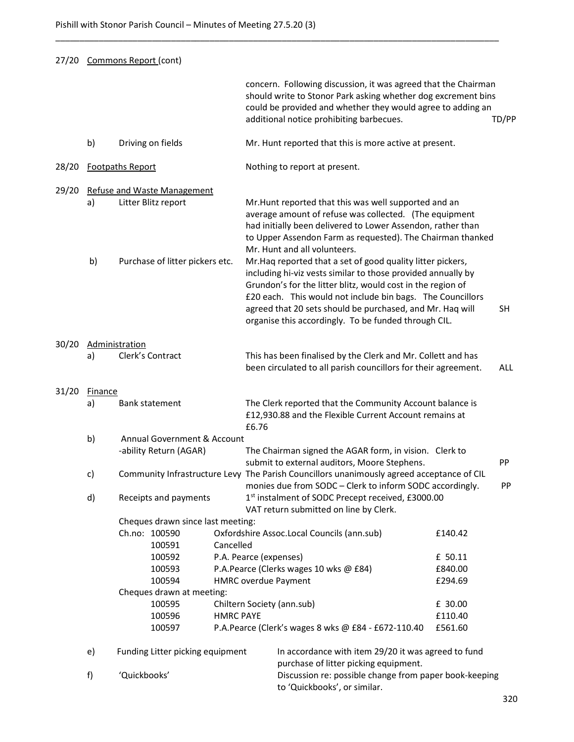27/20 Commons Report (cont)

| | | | |
|---|---|---|---|
| | | concern. Following discussion, it was agreed that the Chairman should write to Stonor Park asking whether dog excrement bins could be provided and whether they would agree to adding an additional notice prohibiting barbecues. | TD/PP |
| b) | Driving on fields | Mr. Hunt reported that this is more active at present. | |

**28/20 Footpaths Report** — Nothing to report at present.

**29/20 Refuse and Waste Management**

| | | | |
|---|---|---|---|
| a) | Litter Blitz report | Mr.Hunt reported that this was well supported and an average amount of refuse was collected. (The equipment had initially been delivered to Lower Assendon, rather than to Upper Assendon Farm as requested). The Chairman thanked Mr. Hunt and all volunteers. | |
| b) | Purchase of litter pickers etc. | Mr.Haq reported that a set of good quality litter pickers, including hi-viz vests similar to those provided annually by Grundon's for the litter blitz, would cost in the region of £20 each. This would not include bin bags. The Councillors agreed that 20 sets should be purchased, and Mr. Haq will organise this accordingly. To be funded through CIL. | SH |

**30/20 Administration**

| | | | |
|---|---|---|---|
| a) | Clerk's Contract | This has been finalised by the Clerk and Mr. Collett and has been circulated to all parish councillors for their agreement. | ALL |

**31/20 Finance**

| | | | |
|---|---|---|---|
| a) | Bank statement | The Clerk reported that the Community Account balance is £12,930.88 and the Flexible Current Account remains at £6.76 | |
| b) | Annual Government & Accountability Return (AGAR) | The Chairman signed the AGAR form, in vision. Clerk to submit to external auditors, Moore Stephens. | PP |
| c) | Community Infrastructure Levy | The Parish Councillors unanimously agreed acceptance of CIL monies due from SODC – Clerk to inform SODC accordingly. | PP |
| d) | Receipts and payments | 1st instalment of SODC Precept received, £3000.00<br>VAT return submitted on line by Clerk. | |

Cheques drawn since last meeting:

| Ch.no: | Payee | Amount |
|---|---|---|
| 100590 | Oxfordshire Assoc.Local Councils (ann.sub) | £140.42 |
| 100591 | Cancelled | |
| 100592 | P.A. Pearce (expenses) | £ 50.11 |
| 100593 | P.A.Pearce (Clerks wages 10 wks @ £84) | £840.00 |
| 100594 | HMRC overdue Payment | £294.69 |

Cheques drawn at meeting:

| Ch.no: | Payee | Amount |
|---|---|---|
| 100595 | Chiltern Society (ann.sub) | £ 30.00 |
| 100596 | HMRC PAYE | £110.40 |
| 100597 | P.A.Pearce (Clerk's wages 8 wks @ £84 - £672-110.40 | £561.60 |

| | | |
|---|---|---|
| e) | Funding Litter picking equipment | In accordance with item 29/20 it was agreed to fund purchase of litter picking equipment. |
| f) | 'Quickbooks' | Discussion re: possible change from paper book-keeping to 'Quickbooks', or similar. |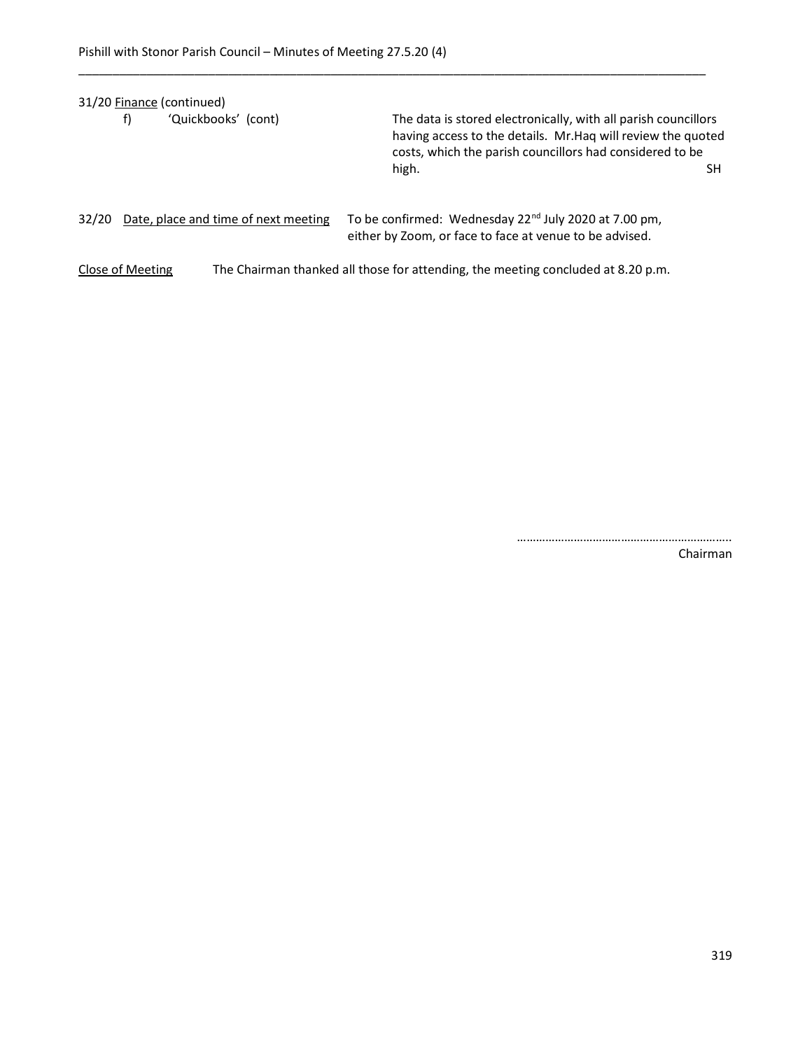31/20 <u>Finance</u> (continued)

f) 'Quickbooks' (cont)

The data is stored electronically, with all parish councillors having access to the details. Mr.Haq will review the quoted costs, which the parish councillors had considered to be high. SH

32/20 <u>Date, place and time of next meeting</u>

To be confirmed: Wednesday 22nd July 2020 at 7.00 pm, either by Zoom, or face to face at venue to be advised.

<u>Close of Meeting</u>

The Chairman thanked all those for attending, the meeting concluded at 8.20 p.m.

…………………………………………………………..

Chairman